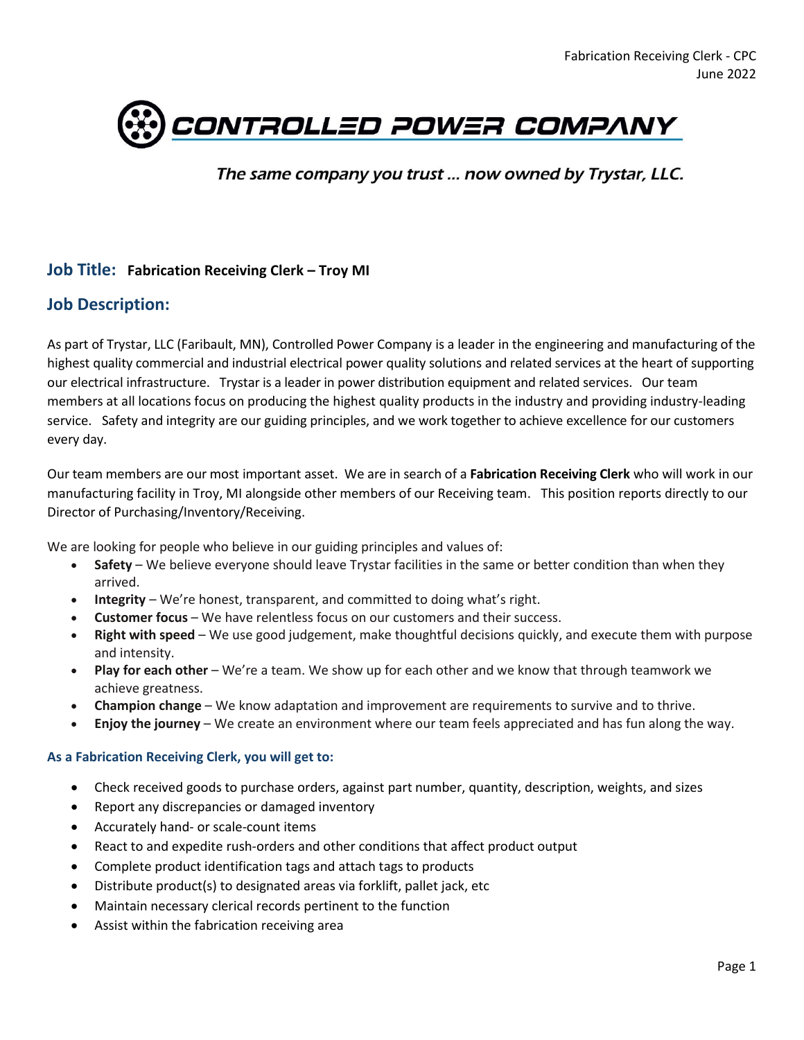# CONTROLLED POWER COMPANY

*The same company you trust … now owned by Trystar, LLC.*

## Job Title: **Fabrication Receiving Clerk – Troy MI**

## Job Description:

As part of Trystar, LLC (Faribault, MN), Controlled Power Company is a leader in the engineering and manufacturing of the highest quality commercial and industrial electrical power quality solutions and related services at the heart of supporting our electrical infrastructure. Trystar is a leader in power distribution equipment and related services. Our team members at all locations focus on producing the highest quality products in the industry and providing industry-leading service. Safety and integrity are our guiding principles, and we work together to achieve excellence for our customers every day.

Our team members are our most important asset. We are in search of a **Fabrication Receiving Clerk** who will work in our manufacturing facility in Troy, MI alongside other members of our Receiving team. This position reports directly to our Director of Purchasing/Inventory/Receiving.

We are looking for people who believe in our guiding principles and values of:

- **Safety** – We believe everyone should leave Trystar facilities in the same or better condition than when they arrived.
- **Integrity** – We're honest, transparent, and committed to doing what's right.
- **Customer focus** – We have relentless focus on our customers and their success.
- **Right with speed** – We use good judgement, make thoughtful decisions quickly, and execute them with purpose and intensity.
- **Play for each other** – We're a team. We show up for each other and we know that through teamwork we achieve greatness.
- **Champion change** – We know adaptation and improvement are requirements to survive and to thrive.
- **Enjoy the journey** – We create an environment where our team feels appreciated and has fun along the way.

### As a Fabrication Receiving Clerk, you will get to:

- Check received goods to purchase orders, against part number, quantity, description, weights, and sizes
- Report any discrepancies or damaged inventory
- Accurately hand- or scale-count items
- React to and expedite rush-orders and other conditions that affect product output
- Complete product identification tags and attach tags to products
- Distribute product(s) to designated areas via forklift, pallet jack, etc
- Maintain necessary clerical records pertinent to the function
- Assist within the fabrication receiving area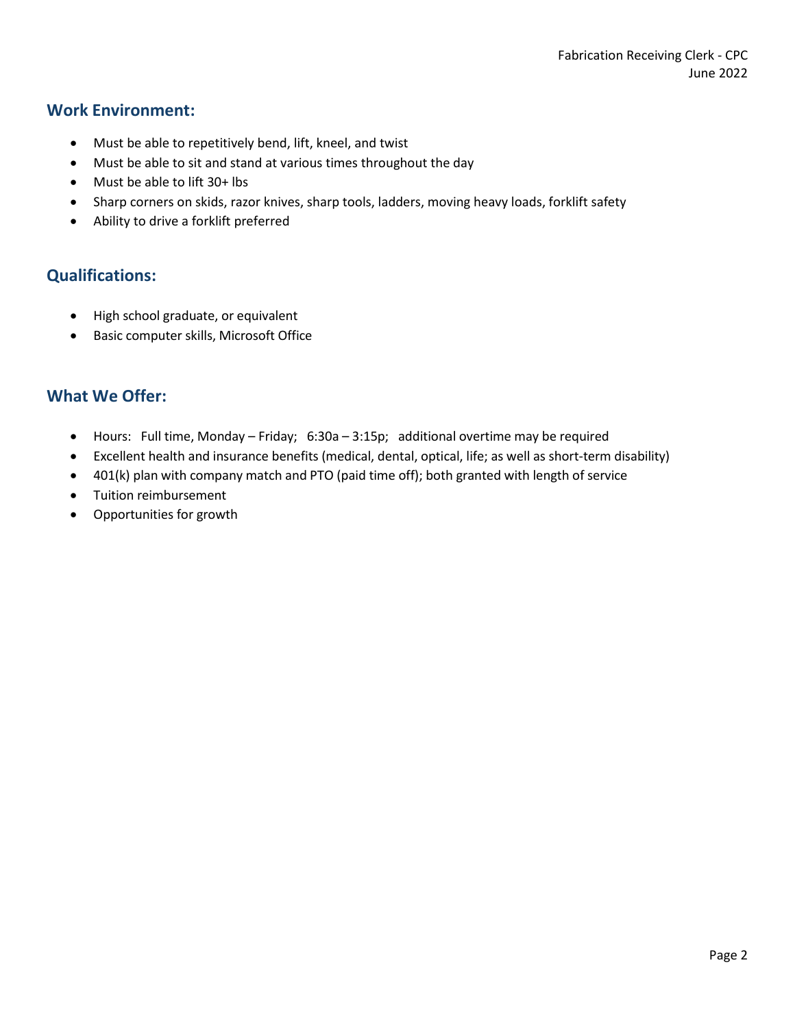## Work Environment:

- Must be able to repetitively bend, lift, kneel, and twist
- Must be able to sit and stand at various times throughout the day
- Must be able to lift 30+ lbs
- Sharp corners on skids, razor knives, sharp tools, ladders, moving heavy loads, forklift safety
- Ability to drive a forklift preferred

## Qualifications:

- High school graduate, or equivalent
- Basic computer skills, Microsoft Office

## What We Offer:

- Hours: Full time, Monday – Friday; 6:30a – 3:15p; additional overtime may be required
- Excellent health and insurance benefits (medical, dental, optical, life; as well as short-term disability)
- 401(k) plan with company match and PTO (paid time off); both granted with length of service
- Tuition reimbursement
- Opportunities for growth